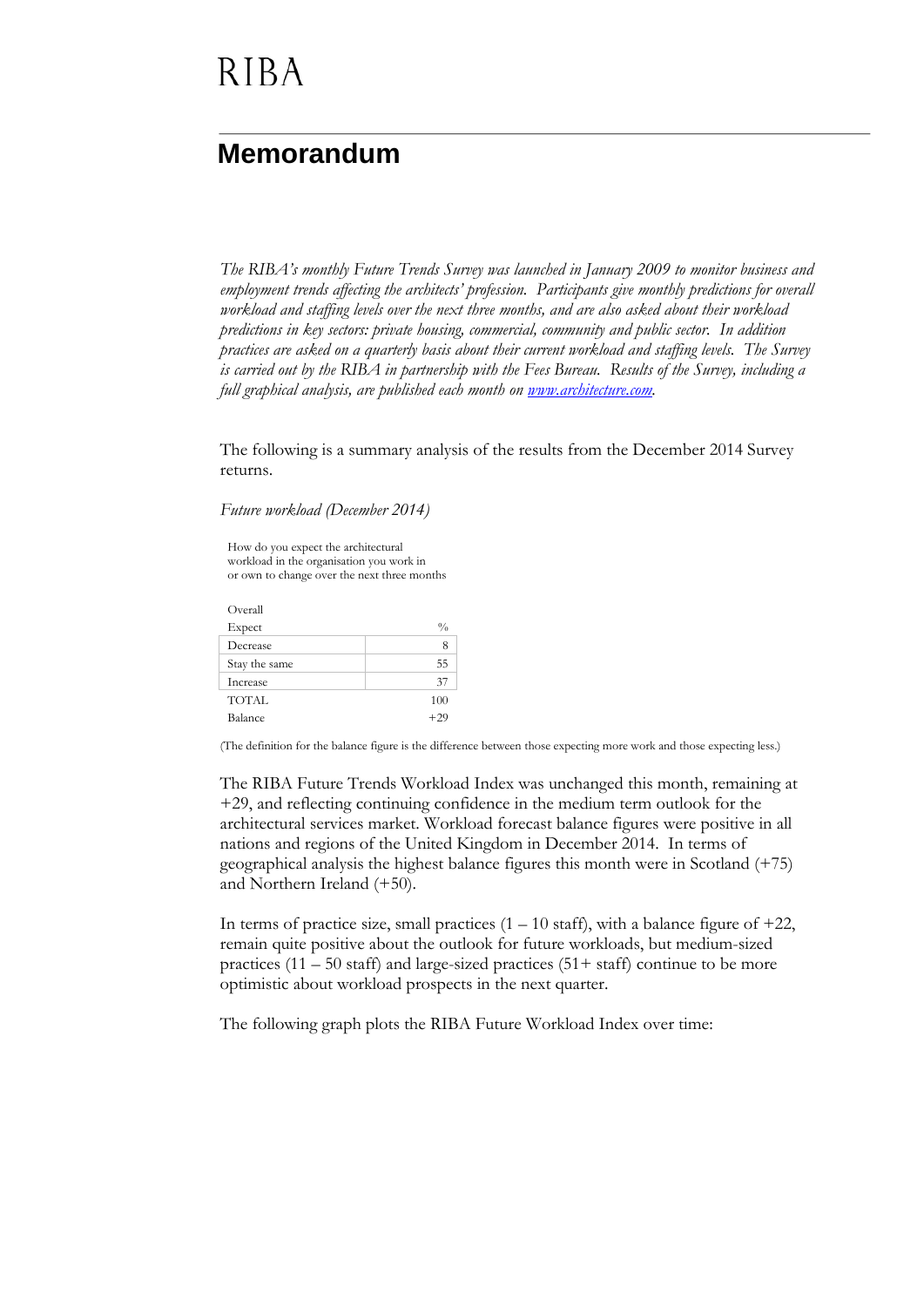RIBA

# Memorandum

*The RIBA's monthly Future Trends Survey was launched in January 2009 to monitor business and employment trends affecting the architects' profession. Participants give monthly predictions for overall workload and staffing levels over the next three months, and are also asked about their workload predictions in key sectors: private housing, commercial, community and public sector. In addition practices are asked on a quarterly basis about their current workload and staffing levels. The Survey is carried out by the RIBA in partnership with the Fees Bureau. Results of the Survey, including a full graphical analysis, are published each month on [www.architecture.com](www.architecture.com).*

The following is a summary analysis of the results from the December 2014 Survey returns.

*Future workload (December 2014)*

How do you expect the architectural workload in the organisation you work in or own to change over the next three months

| Overall Expect | % |
|---|---|
| Decrease | 8 |
| Stay the same | 55 |
| Increase | 37 |
| TOTAL | 100 |
| Balance | +29 |

(The definition for the balance figure is the difference between those expecting more work and those expecting less.)

The RIBA Future Trends Workload Index was unchanged this month, remaining at +29, and reflecting continuing confidence in the medium term outlook for the architectural services market. Workload forecast balance figures were positive in all nations and regions of the United Kingdom in December 2014. In terms of geographical analysis the highest balance figures this month were in Scotland (+75) and Northern Ireland (+50).

In terms of practice size, small practices (1 – 10 staff), with a balance figure of +22, remain quite positive about the outlook for future workloads, but medium-sized practices (11 – 50 staff) and large-sized practices (51+ staff) continue to be more optimistic about workload prospects in the next quarter.

The following graph plots the RIBA Future Workload Index over time: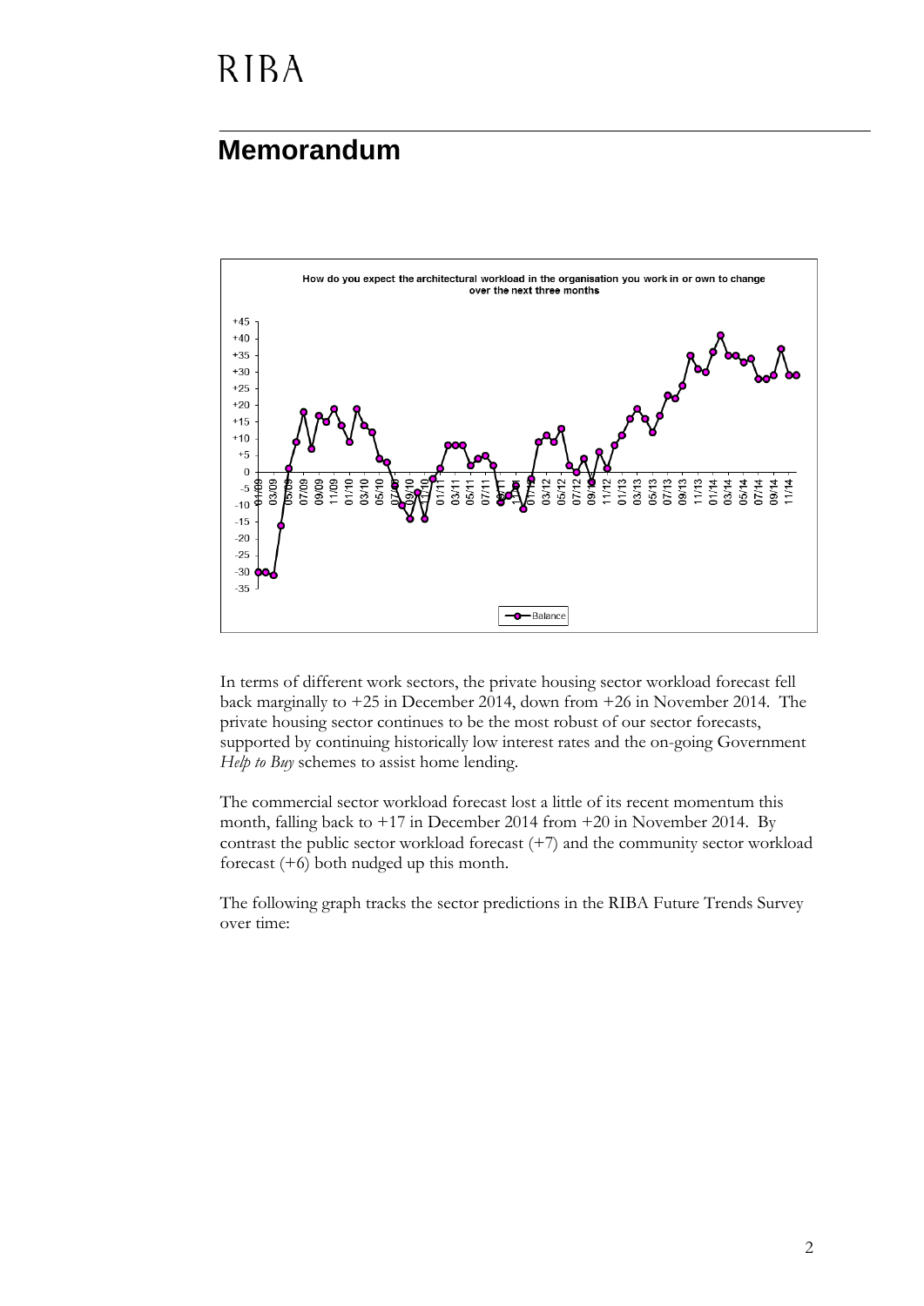# RIBA

## Memorandum

In terms of different work sectors, the private housing sector workload forecast fell back marginally to +25 in December 2014, down from +26 in November 2014. The private housing sector continues to be the most robust of our sector forecasts, supported by continuing historically low interest rates and the on-going Government *Help to Buy* schemes to assist home lending.

The commercial sector workload forecast lost a little of its recent momentum this month, falling back to +17 in December 2014 from +20 in November 2014. By contrast the public sector workload forecast (+7) and the community sector workload forecast (+6) both nudged up this month.

The following graph tracks the sector predictions in the RIBA Future Trends Survey over time: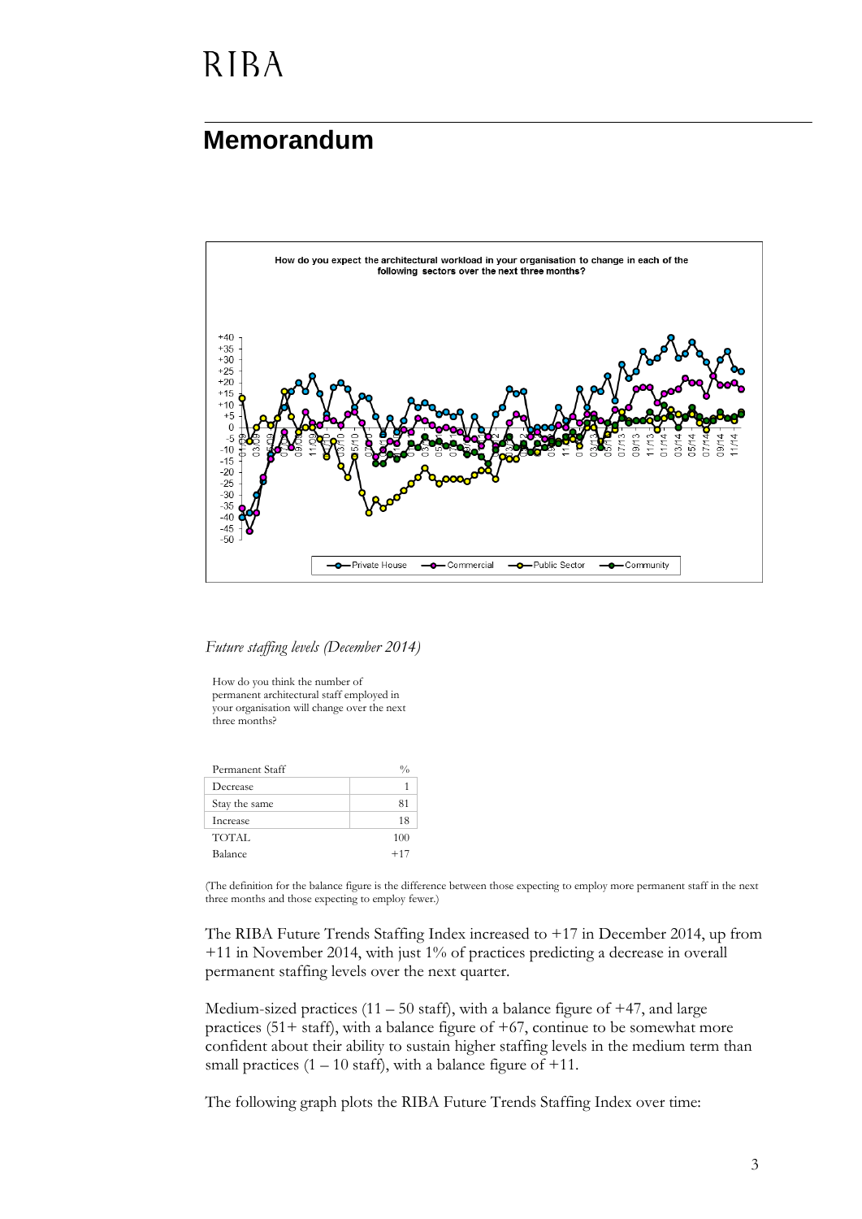RIBA

# Memorandum

How do you expect the architectural workload in your organisation to change in each of the following sectors over the next three months?

*Future staffing levels (December 2014)*

How do you think the number of permanent architectural staff employed in your organisation will change over the next three months?

| Permanent Staff | % |
|---|---|
| Decrease | 1 |
| Stay the same | 81 |
| Increase | 18 |
| TOTAL | 100 |
| Balance | +17 |

(The definition for the balance figure is the difference between those expecting to employ more permanent staff in the next three months and those expecting to employ fewer.)

The RIBA Future Trends Staffing Index increased to +17 in December 2014, up from +11 in November 2014, with just 1% of practices predicting a decrease in overall permanent staffing levels over the next quarter.

Medium-sized practices (11 – 50 staff), with a balance figure of +47, and large practices (51+ staff), with a balance figure of +67, continue to be somewhat more confident about their ability to sustain higher staffing levels in the medium term than small practices (1 – 10 staff), with a balance figure of +11.

The following graph plots the RIBA Future Trends Staffing Index over time: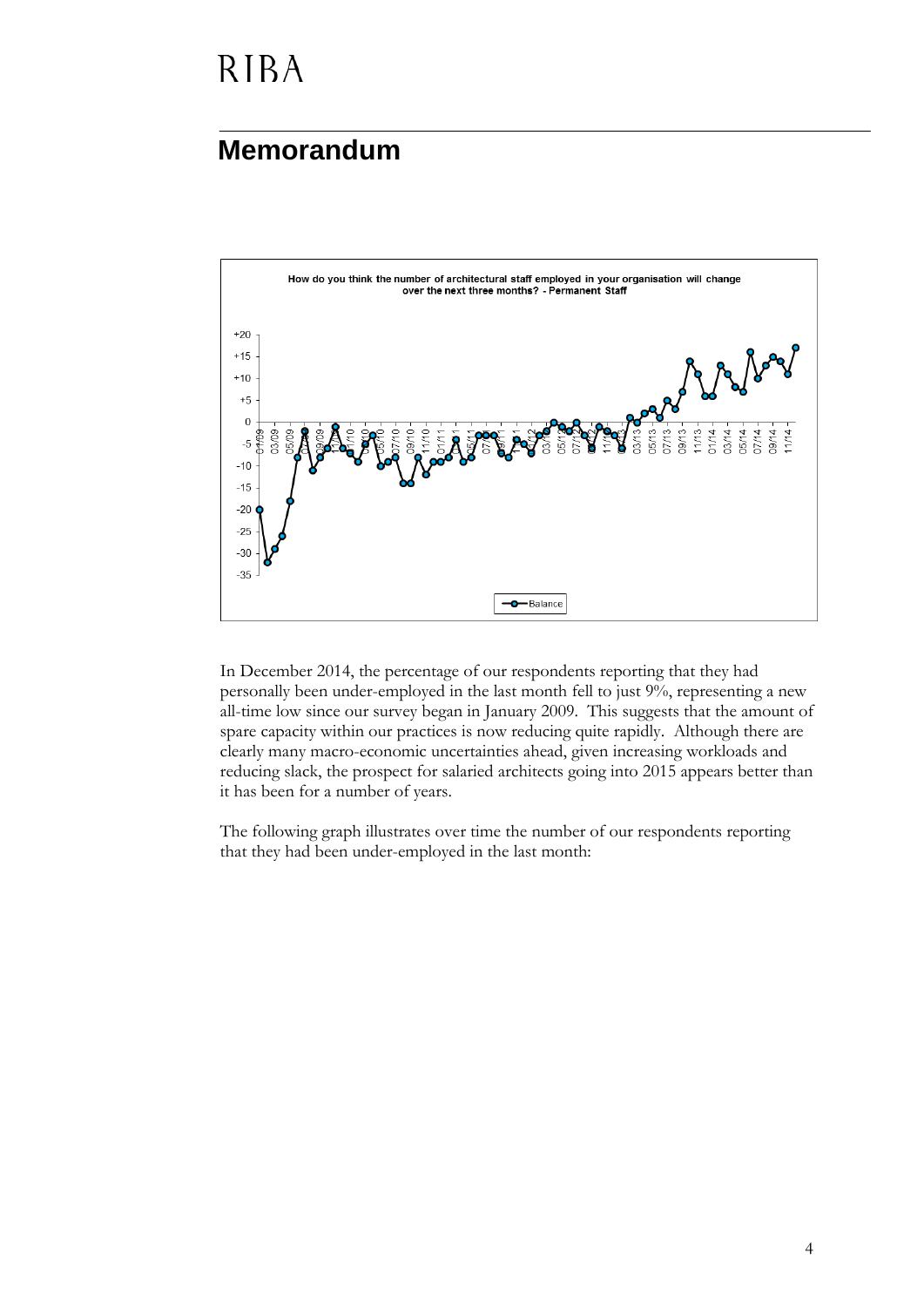## Memorandum

How do you think the number of architectural staff employed in your organisation will change over the next three months? - Permanent Staff

In December 2014, the percentage of our respondents reporting that they had personally been under-employed in the last month fell to just 9%, representing a new all-time low since our survey began in January 2009. This suggests that the amount of spare capacity within our practices is now reducing quite rapidly. Although there are clearly many macro-economic uncertainties ahead, given increasing workloads and reducing slack, the prospect for salaried architects going into 2015 appears better than it has been for a number of years.

The following graph illustrates over time the number of our respondents reporting that they had been under-employed in the last month: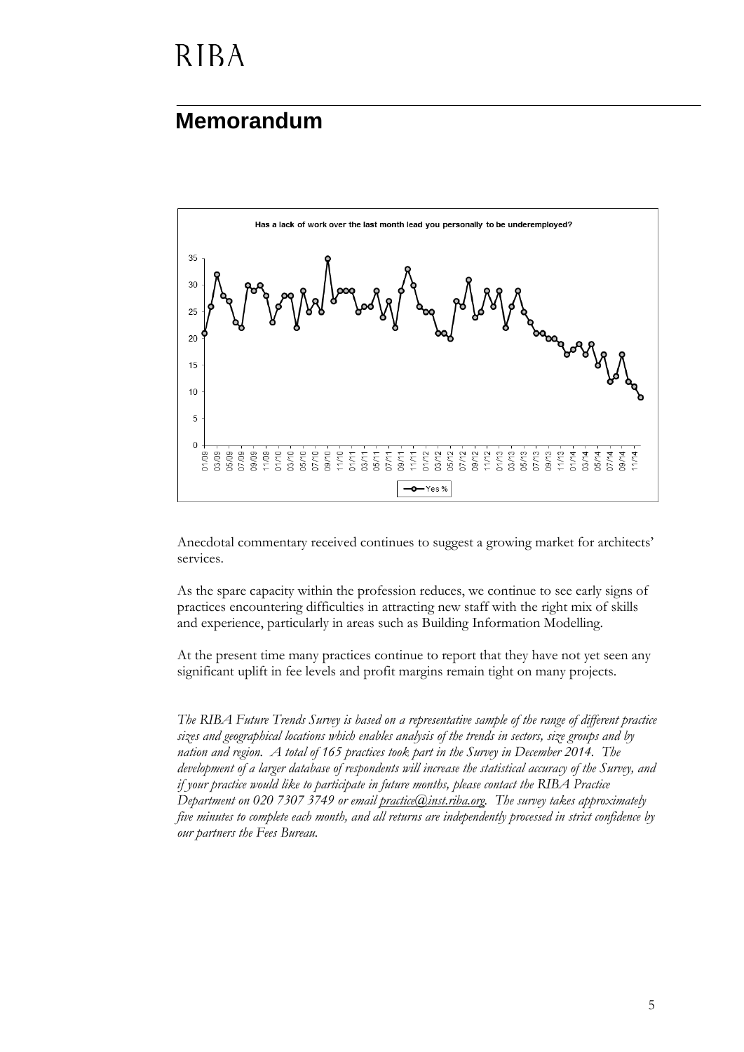RIBA

## Memorandum

Has a lack of work over the last month lead you personally to be underemployed?

35
30
25
20
15
10
5
0

01/09 03/09 05/09 07/09 09/09 11/09 01/10 03/10 05/10 07/10 09/10 11/10 01/11 03/11 05/11 07/11 09/11 11/11 01/12 03/12 05/12 07/12 09/12 11/12 01/13 03/13 05/13 07/13 09/13 11/13 01/14 03/14 05/14 07/14 09/14 11/14

Yes %

Anecdotal commentary received continues to suggest a growing market for architects' services.

As the spare capacity within the profession reduces, we continue to see early signs of practices encountering difficulties in attracting new staff with the right mix of skills and experience, particularly in areas such as Building Information Modelling.

At the present time many practices continue to report that they have not yet seen any significant uplift in fee levels and profit margins remain tight on many projects.

*The RIBA Future Trends Survey is based on a representative sample of the range of different practice sizes and geographical locations which enables analysis of the trends in sectors, size groups and by nation and region. A total of 165 practices took part in the Survey in December 2014. The development of a larger database of respondents will increase the statistical accuracy of the Survey, and if your practice would like to participate in future months, please contact the RIBA Practice Department on 020 7307 3749 or email practice@inst.riba.org. The survey takes approximately five minutes to complete each month, and all returns are independently processed in strict confidence by our partners the Fees Bureau.*